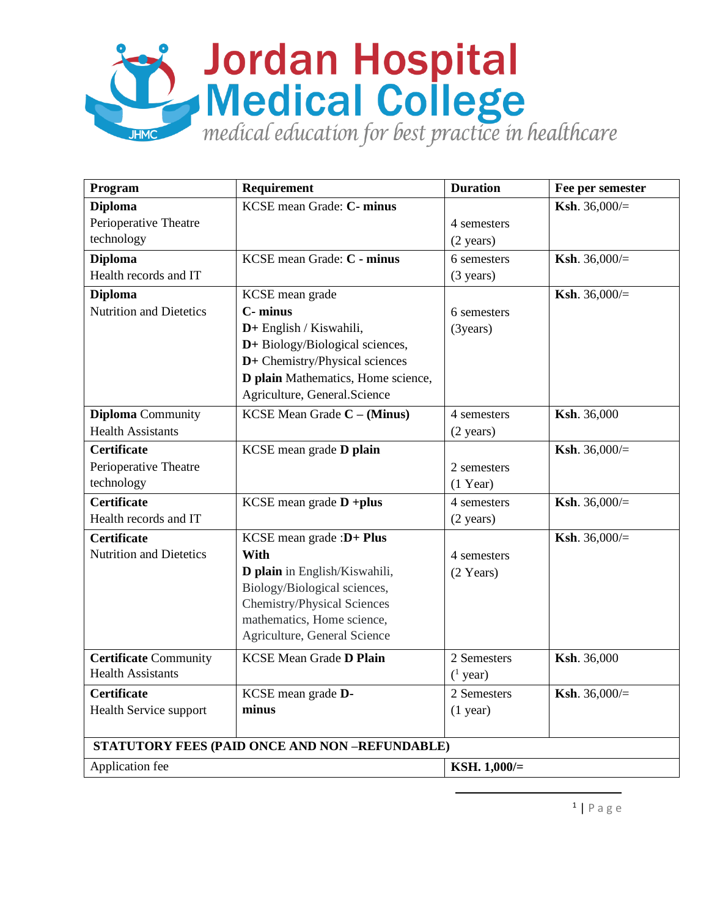# Jordan Hospital Medical College

*medical education for best practice in healthcare*

| Program | Requirement | Duration | Fee per semester |
|---|---|---|---|
| **Diploma** Perioperative Theatre technology | KCSE mean Grade: **C- minus** | 4 semesters (2 years) | **Ksh**. 36,000/= |
| **Diploma** Health records and IT | KCSE mean Grade: **C - minus** | 6 semesters (3 years) | **Ksh**. 36,000/= |
| **Diploma** Nutrition and Dietetics | KCSE mean grade **C- minus** **D+** English / Kiswahili, **D+** Biology/Biological sciences, **D+** Chemistry/Physical sciences **D plain** Mathematics, Home science, Agriculture, General.Science | 6 semesters (3years) | **Ksh**. 36,000/= |
| **Diploma** Community Health Assistants | KCSE Mean Grade **C – (Minus)** | 4 semesters (2 years) | **Ksh**. 36,000 |
| **Certificate** Perioperative Theatre techology | KCSE mean grade **D plain** | 2 semesters (1 Year) | **Ksh**. 36,000/= |
| **Certificate** Health records and IT | KCSE mean grade **D +plus** | 4 semesters (2 years) | **Ksh**. 36,000/= |
| **Certificate** Nutrition and Dietetics | KCSE mean grade :**D+ Plus** **With** **D plain** in English/Kiswahili, Biology/Biological sciences, Chemistry/Physical Sciences mathematics, Home science, Agriculture, General Science | 4 semesters (2 Years) | **Ksh**. 36,000/= |
| **Certificate** Community Health Assistants | KCSE Mean Grade **D Plain** | 2 Semesters (1 year) | **Ksh**. 36,000 |
| **Certificate** Health Service support | KCSE mean grade **D- minus** | 2 Semesters (1 year) | **Ksh**. 36,000/= |
| **STATUTORY FEES (PAID ONCE AND NON –REFUNDABLE)** | | | |
| Application fee | | **KSH. 1,000/=** | |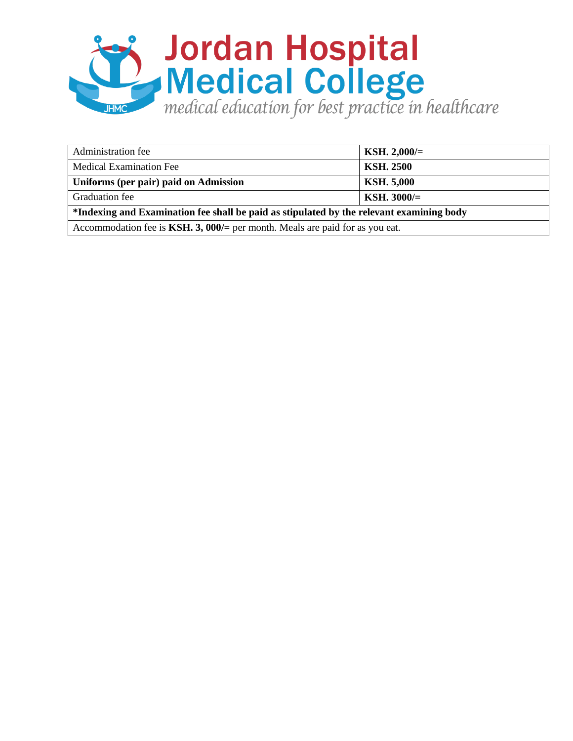# Jordan Hospital Medical College

*medical education for best practice in healthcare*

| | |
|---|---|
| Administration fee | **KSH. 2,000/=** |
| Medical Examination Fee | **KSH. 2500** |
| **Uniforms (per pair) paid on Admission** | **KSH. 5,000** |
| Graduation fee | **KSH. 3000/=** |
| ***Indexing and Examination fee shall be paid as stipulated by the relevant examining body** | |
| Accommodation fee is **KSH. 3, 000/=** per month. Meals are paid for as you eat. | |